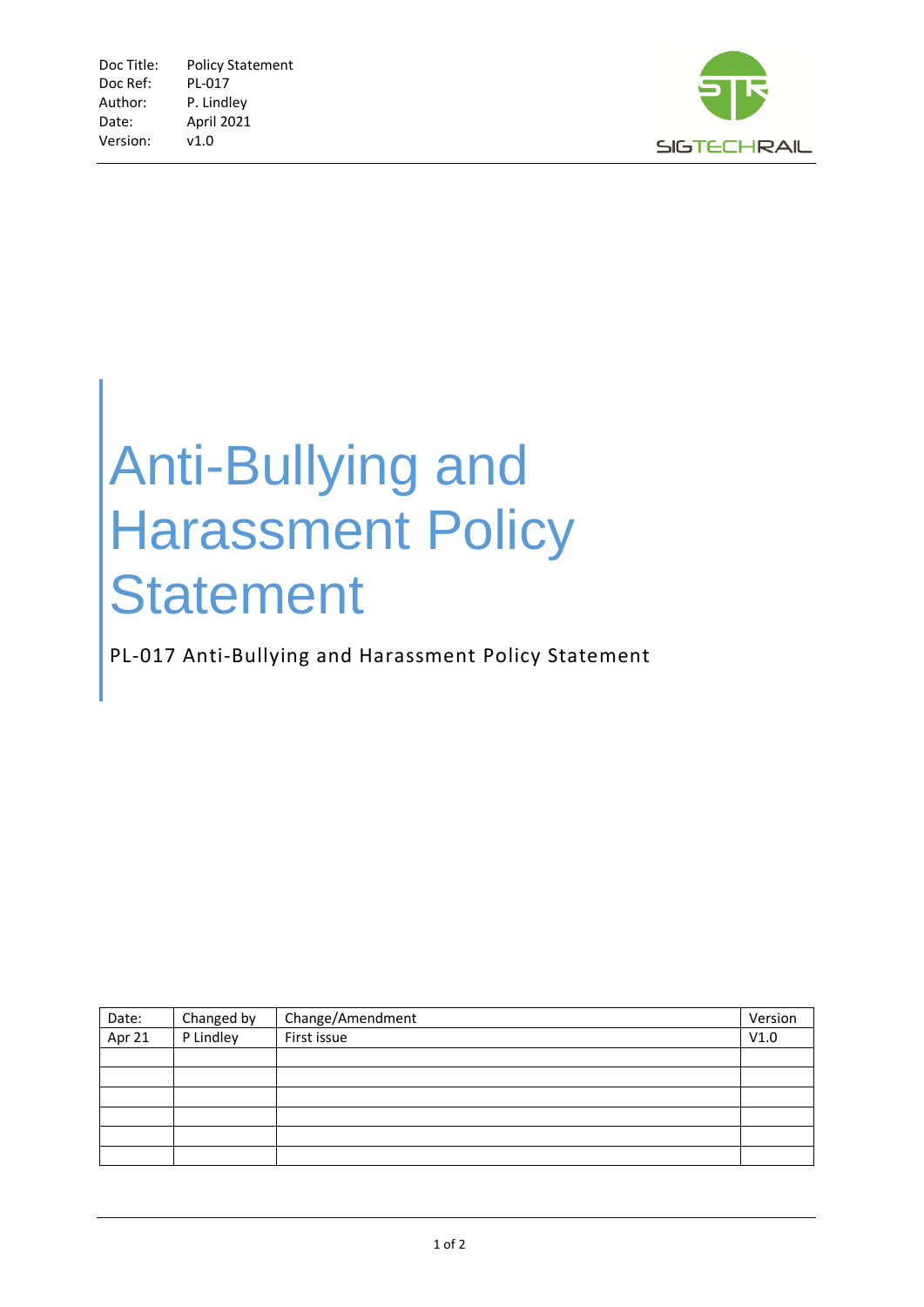| Doc Title: | Policy Statement |
|---|---|
| Doc Ref: | PL-017 |
| Author: | P. Lindley |
| Date: | April 2021 |
| Version: | v1.0 |

SIGTECHRAIL

# Anti-Bullying and Harassment Policy Statement

PL-017 Anti-Bullying and Harassment Policy Statement

| Date: | Changed by | Change/Amendment | Version |
|---|---|---|---|
| Apr 21 | P Lindley | First issue | V1.0 |
| | | | |
| | | | |
| | | | |
| | | | |
| | | | |
| | | | |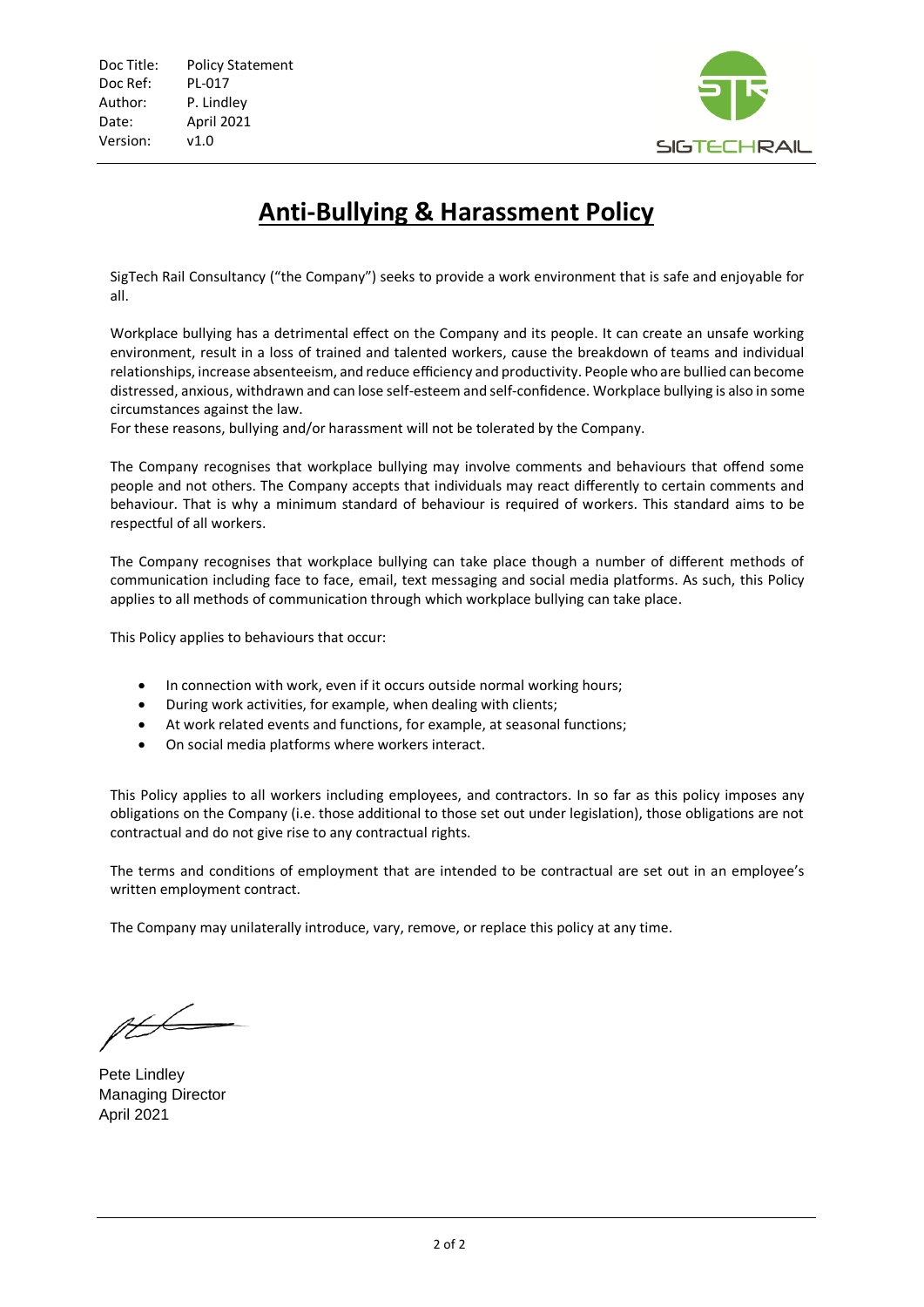| | |
|---|---|
| Doc Title: | Policy Statement |
| Doc Ref: | PL-017 |
| Author: | P. Lindley |
| Date: | April 2021 |
| Version: | v1.0 |

# Anti-Bullying & Harassment Policy

SigTech Rail Consultancy ("the Company") seeks to provide a work environment that is safe and enjoyable for all.

Workplace bullying has a detrimental effect on the Company and its people. It can create an unsafe working environment, result in a loss of trained and talented workers, cause the breakdown of teams and individual relationships, increase absenteeism, and reduce efficiency and productivity. People who are bullied can become distressed, anxious, withdrawn and can lose self-esteem and self-confidence. Workplace bullying is also in some circumstances against the law.
For these reasons, bullying and/or harassment will not be tolerated by the Company.

The Company recognises that workplace bullying may involve comments and behaviours that offend some people and not others. The Company accepts that individuals may react differently to certain comments and behaviour. That is why a minimum standard of behaviour is required of workers. This standard aims to be respectful of all workers.

The Company recognises that workplace bullying can take place though a number of different methods of communication including face to face, email, text messaging and social media platforms. As such, this Policy applies to all methods of communication through which workplace bullying can take place.

This Policy applies to behaviours that occur:

- In connection with work, even if it occurs outside normal working hours;
- During work activities, for example, when dealing with clients;
- At work related events and functions, for example, at seasonal functions;
- On social media platforms where workers interact.

This Policy applies to all workers including employees, and contractors. In so far as this policy imposes any obligations on the Company (i.e. those additional to those set out under legislation), those obligations are not contractual and do not give rise to any contractual rights.

The terms and conditions of employment that are intended to be contractual are set out in an employee's written employment contract.

The Company may unilaterally introduce, vary, remove, or replace this policy at any time.

Pete Lindley
Managing Director
April 2021